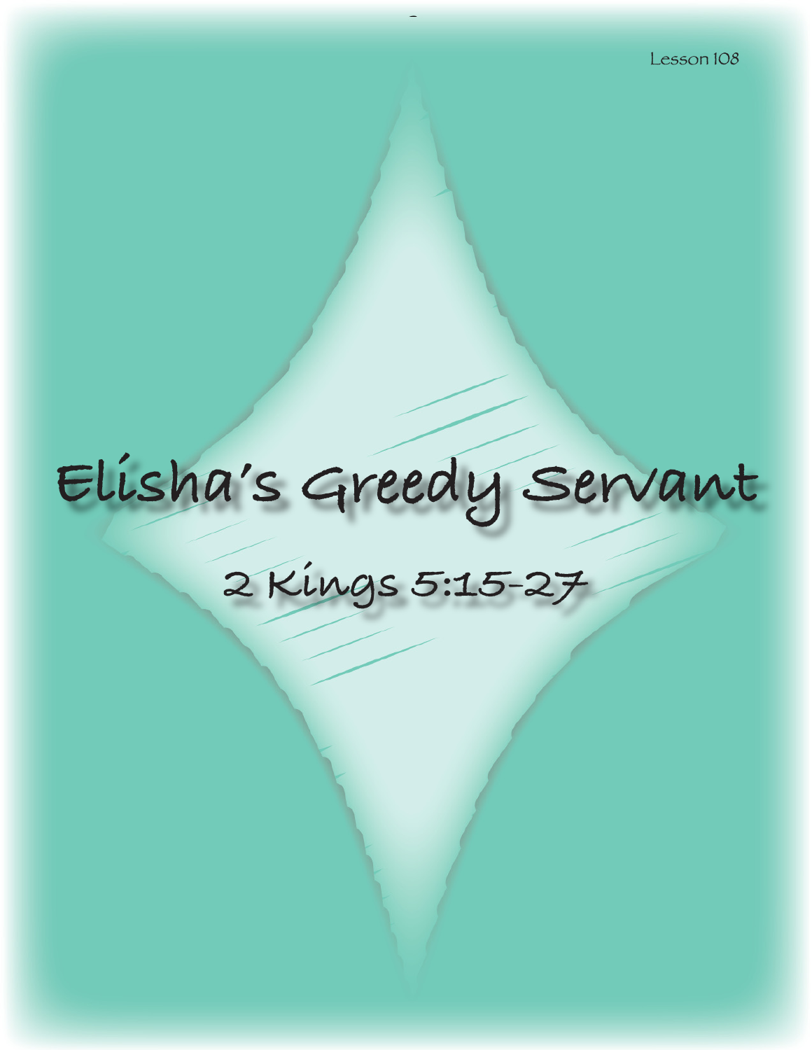Lesson 108

# Elisha's Greedy Servant

## 2 Kings 5:15-27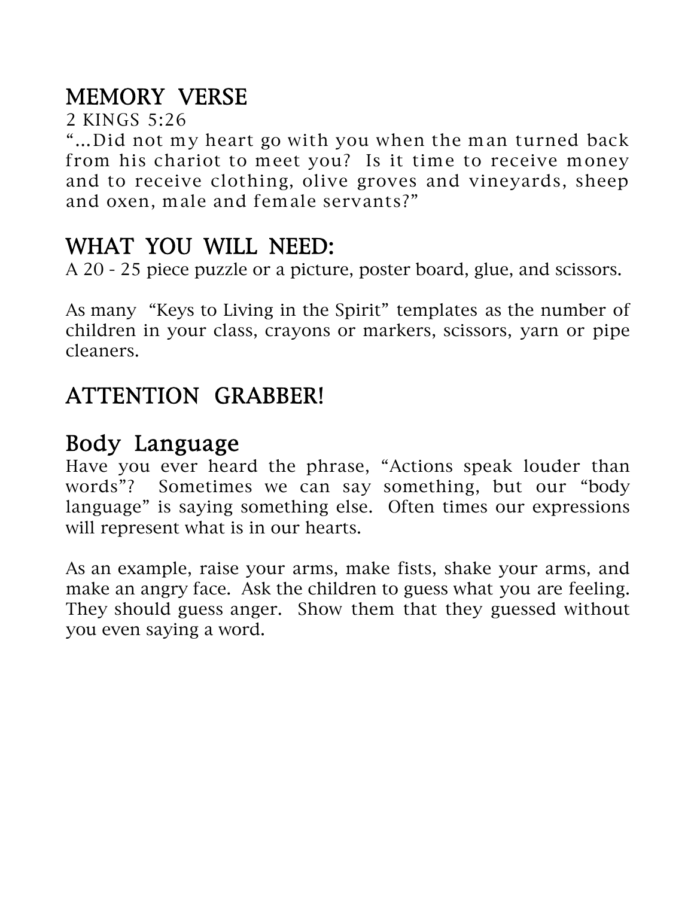## MEMORY VERSE

2 KINGS 5:26

"...Did not my heart go with you when the man turned back from his chariot to meet you? Is it time to receive money and to receive clothing, olive groves and vineyards, sheep and oxen, male and female servants?"

## WHAT YOU WILL NEED:

A 20 - 25 piece puzzle or a picture, poster board, glue, and scissors.

As many "Keys to Living in the Spirit" templates as the number of children in your class, crayons or markers, scissors, yarn or pipe cleaners.

## ATTENTION GRABBER!

## Body Language

Have you ever heard the phrase, "Actions speak louder than words"? Sometimes we can say something, but our "body language" is saying something else. Often times our expressions will represent what is in our hearts.

As an example, raise your arms, make fists, shake your arms, and make an angry face. Ask the children to guess what you are feeling. They should guess anger. Show them that they guessed without you even saying a word.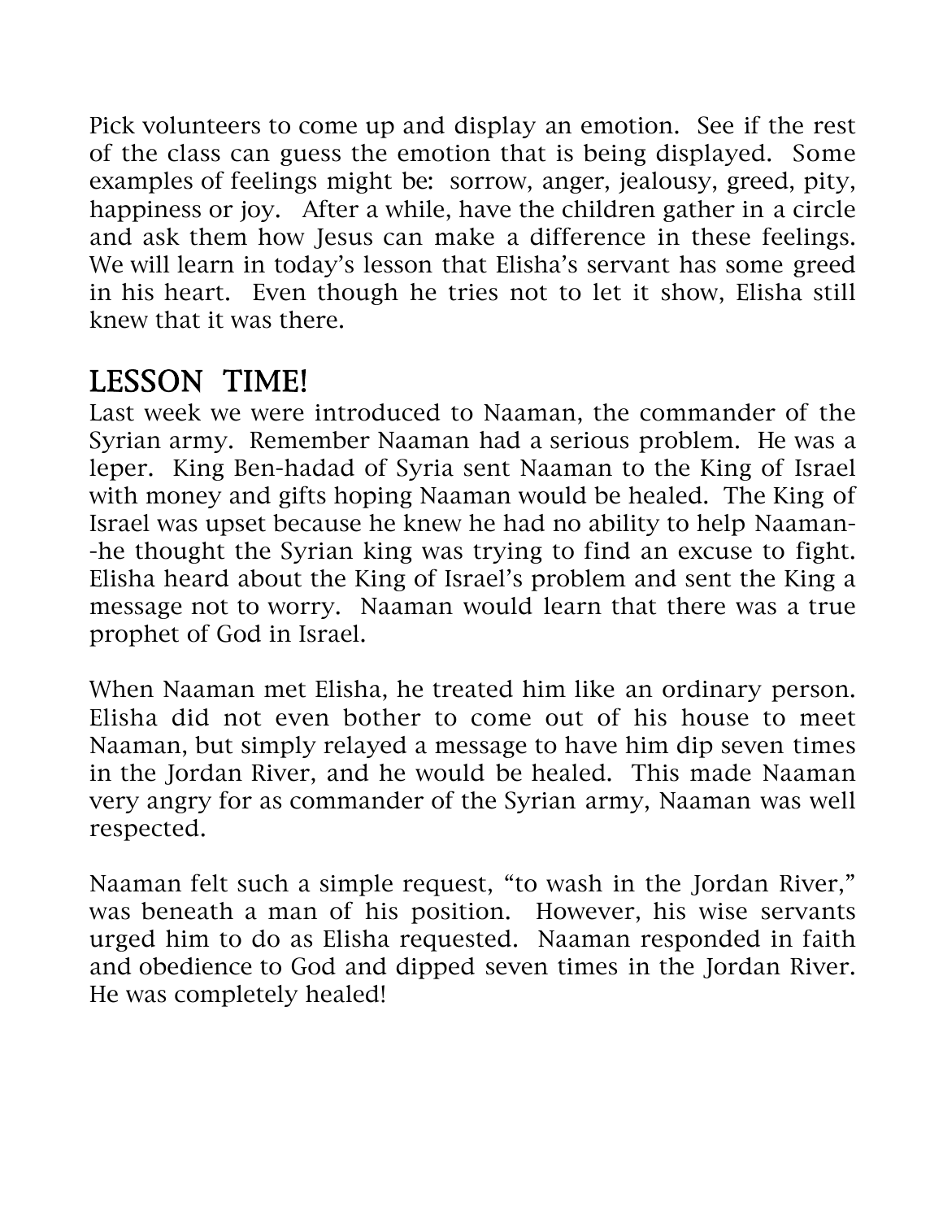Pick volunteers to come up and display an emotion. See if the rest of the class can guess the emotion that is being displayed. Some examples of feelings might be: sorrow, anger, jealousy, greed, pity, happiness or joy. After a while, have the children gather in a circle and ask them how Jesus can make a difference in these feelings. We will learn in today's lesson that Elisha's servant has some greed in his heart. Even though he tries not to let it show, Elisha still knew that it was there.

## LESSON TIME!

Last week we were introduced to Naaman, the commander of the Syrian army. Remember Naaman had a serious problem. He was a leper. King Ben-hadad of Syria sent Naaman to the King of Israel with money and gifts hoping Naaman would be healed. The King of Israel was upset because he knew he had no ability to help Naaman--he thought the Syrian king was trying to find an excuse to fight. Elisha heard about the King of Israel's problem and sent the King a message not to worry. Naaman would learn that there was a true prophet of God in Israel.

When Naaman met Elisha, he treated him like an ordinary person. Elisha did not even bother to come out of his house to meet Naaman, but simply relayed a message to have him dip seven times in the Jordan River, and he would be healed. This made Naaman very angry for as commander of the Syrian army, Naaman was well respected.

Naaman felt such a simple request, "to wash in the Jordan River," was beneath a man of his position. However, his wise servants urged him to do as Elisha requested. Naaman responded in faith and obedience to God and dipped seven times in the Jordan River. He was completely healed!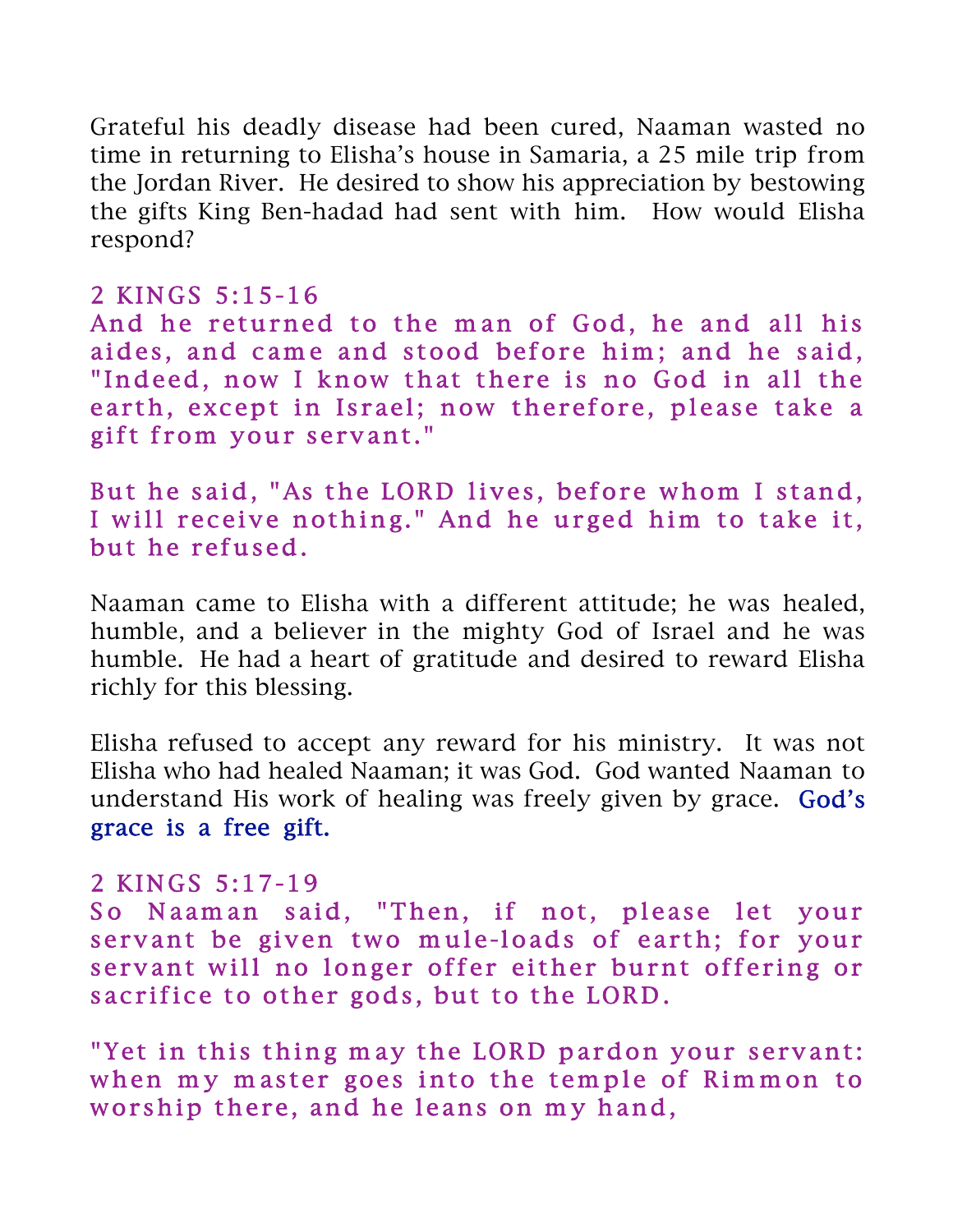Grateful his deadly disease had been cured, Naaman wasted no time in returning to Elisha's house in Samaria, a 25 mile trip from the Jordan River. He desired to show his appreciation by bestowing the gifts King Ben-hadad had sent with him. How would Elisha respond?

2 KINGS 5:15-16
And he returned to the man of God, he and all his aides, and came and stood before him; and he said, "Indeed, now I know that there is no God in all the earth, except in Israel; now therefore, please take a gift from your servant."

But he said, "As the LORD lives, before whom I stand, I will receive nothing." And he urged him to take it, but he refused.

Naaman came to Elisha with a different attitude; he was healed, humble, and a believer in the mighty God of Israel and he was humble. He had a heart of gratitude and desired to reward Elisha richly for this blessing.

Elisha refused to accept any reward for his ministry. It was not Elisha who had healed Naaman; it was God. God wanted Naaman to understand His work of healing was freely given by grace. God's grace is a free gift.

2 KINGS 5:17-19
So Naaman said, "Then, if not, please let your servant be given two mule-loads of earth; for your servant will no longer offer either burnt offering or sacrifice to other gods, but to the LORD.

"Yet in this thing may the LORD pardon your servant: when my master goes into the temple of Rimmon to worship there, and he leans on my hand,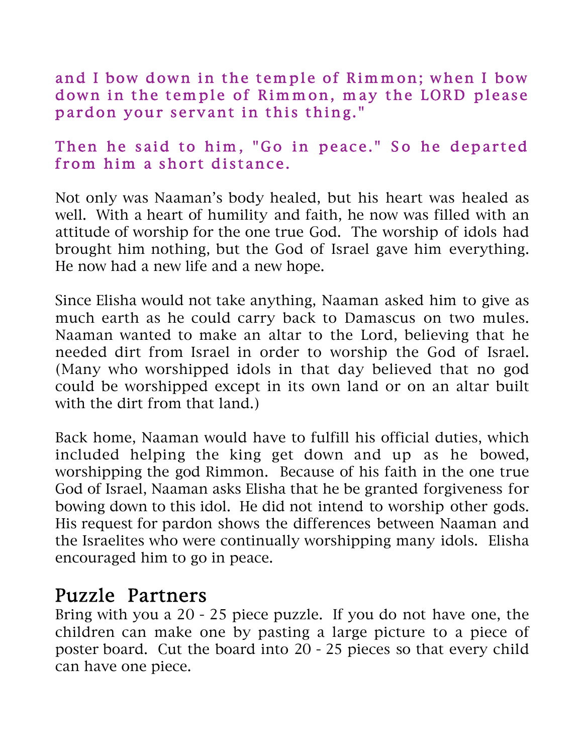and I bow down in the temple of Rimmon; when I bow down in the temple of Rimmon, may the LORD please pardon your servant in this thing."

Then he said to him, "Go in peace." So he departed from him a short distance.

Not only was Naaman's body healed, but his heart was healed as well. With a heart of humility and faith, he now was filled with an attitude of worship for the one true God. The worship of idols had brought him nothing, but the God of Israel gave him everything. He now had a new life and a new hope.

Since Elisha would not take anything, Naaman asked him to give as much earth as he could carry back to Damascus on two mules. Naaman wanted to make an altar to the Lord, believing that he needed dirt from Israel in order to worship the God of Israel. (Many who worshipped idols in that day believed that no god could be worshipped except in its own land or on an altar built with the dirt from that land.)

Back home, Naaman would have to fulfill his official duties, which included helping the king get down and up as he bowed, worshipping the god Rimmon. Because of his faith in the one true God of Israel, Naaman asks Elisha that he be granted forgiveness for bowing down to this idol. He did not intend to worship other gods. His request for pardon shows the differences between Naaman and the Israelites who were continually worshipping many idols. Elisha encouraged him to go in peace.

## Puzzle Partners

Bring with you a 20 - 25 piece puzzle. If you do not have one, the children can make one by pasting a large picture to a piece of poster board. Cut the board into 20 - 25 pieces so that every child can have one piece.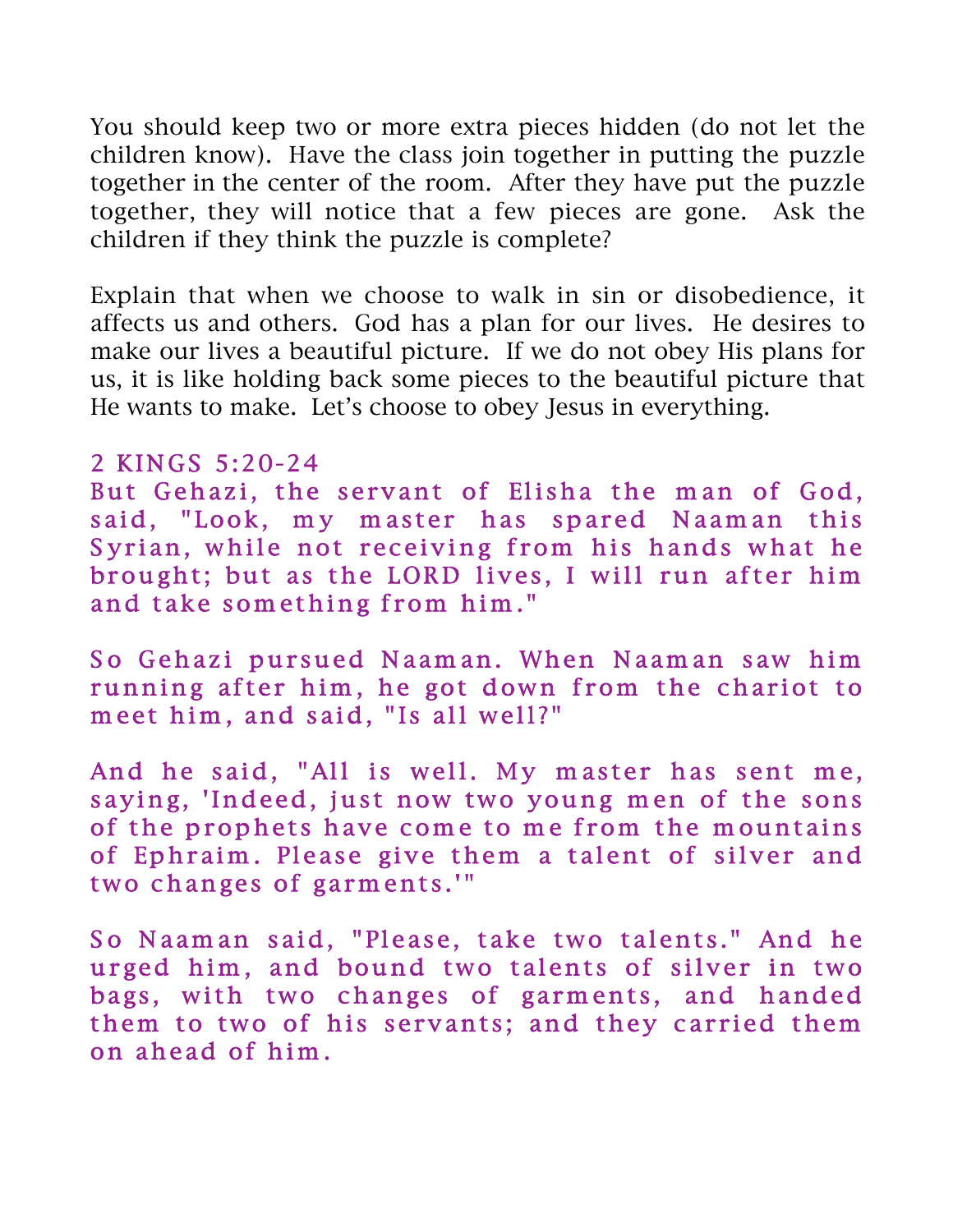You should keep two or more extra pieces hidden (do not let the children know). Have the class join together in putting the puzzle together in the center of the room. After they have put the puzzle together, they will notice that a few pieces are gone. Ask the children if they think the puzzle is complete?

Explain that when we choose to walk in sin or disobedience, it affects us and others. God has a plan for our lives. He desires to make our lives a beautiful picture. If we do not obey His plans for us, it is like holding back some pieces to the beautiful picture that He wants to make. Let's choose to obey Jesus in everything.

2 KINGS 5:20-24

But Gehazi, the servant of Elisha the man of God, said, "Look, my master has spared Naaman this Syrian, while not receiving from his hands what he brought; but as the LORD lives, I will run after him and take something from him."

So Gehazi pursued Naaman. When Naaman saw him running after him, he got down from the chariot to meet him, and said, "Is all well?"

And he said, "All is well. My master has sent me, saying, 'Indeed, just now two young men of the sons of the prophets have come to me from the mountains of Ephraim. Please give them a talent of silver and two changes of garments.'"

So Naaman said, "Please, take two talents." And he urged him, and bound two talents of silver in two bags, with two changes of garments, and handed them to two of his servants; and they carried them on ahead of him.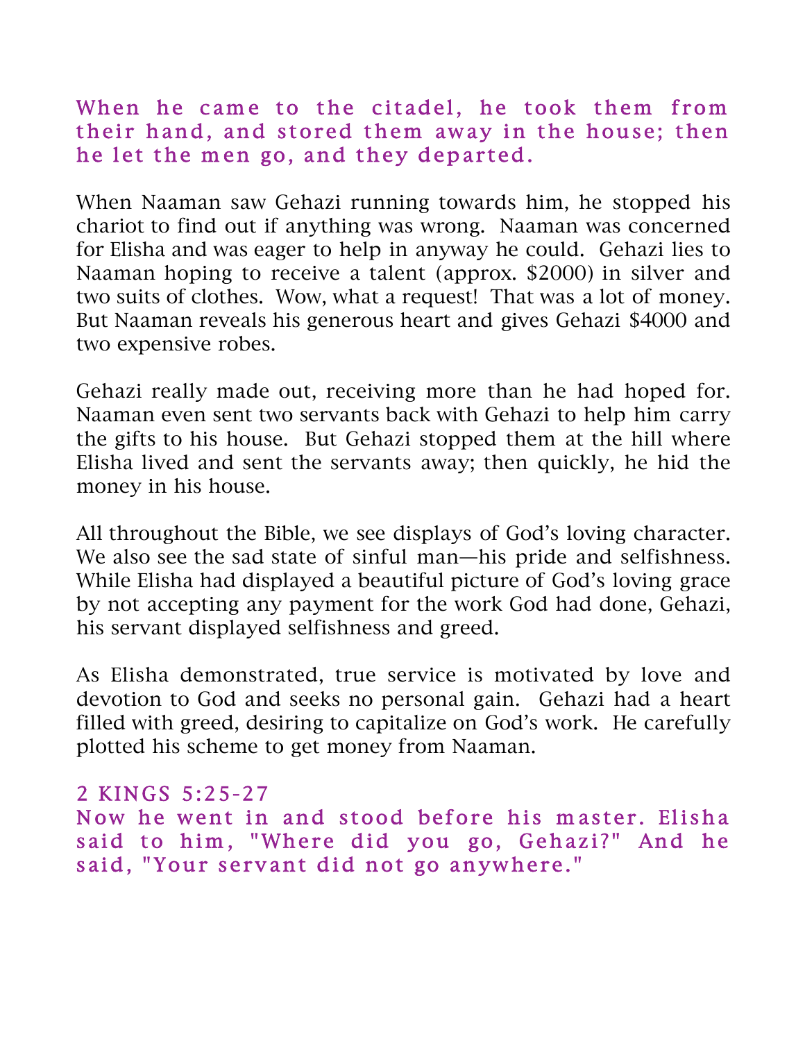When he came to the citadel, he took them from their hand, and stored them away in the house; then he let the men go, and they departed.

When Naaman saw Gehazi running towards him, he stopped his chariot to find out if anything was wrong. Naaman was concerned for Elisha and was eager to help in anyway he could. Gehazi lies to Naaman hoping to receive a talent (approx. $2000) in silver and two suits of clothes. Wow, what a request! That was a lot of money. But Naaman reveals his generous heart and gives Gehazi $4000 and two expensive robes.

Gehazi really made out, receiving more than he had hoped for. Naaman even sent two servants back with Gehazi to help him carry the gifts to his house. But Gehazi stopped them at the hill where Elisha lived and sent the servants away; then quickly, he hid the money in his house.

All throughout the Bible, we see displays of God's loving character. We also see the sad state of sinful man—his pride and selfishness. While Elisha had displayed a beautiful picture of God's loving grace by not accepting any payment for the work God had done, Gehazi, his servant displayed selfishness and greed.

As Elisha demonstrated, true service is motivated by love and devotion to God and seeks no personal gain. Gehazi had a heart filled with greed, desiring to capitalize on God's work. He carefully plotted his scheme to get money from Naaman.

2 KINGS 5:25-27

Now he went in and stood before his master. Elisha said to him, "Where did you go, Gehazi?" And he said, "Your servant did not go anywhere."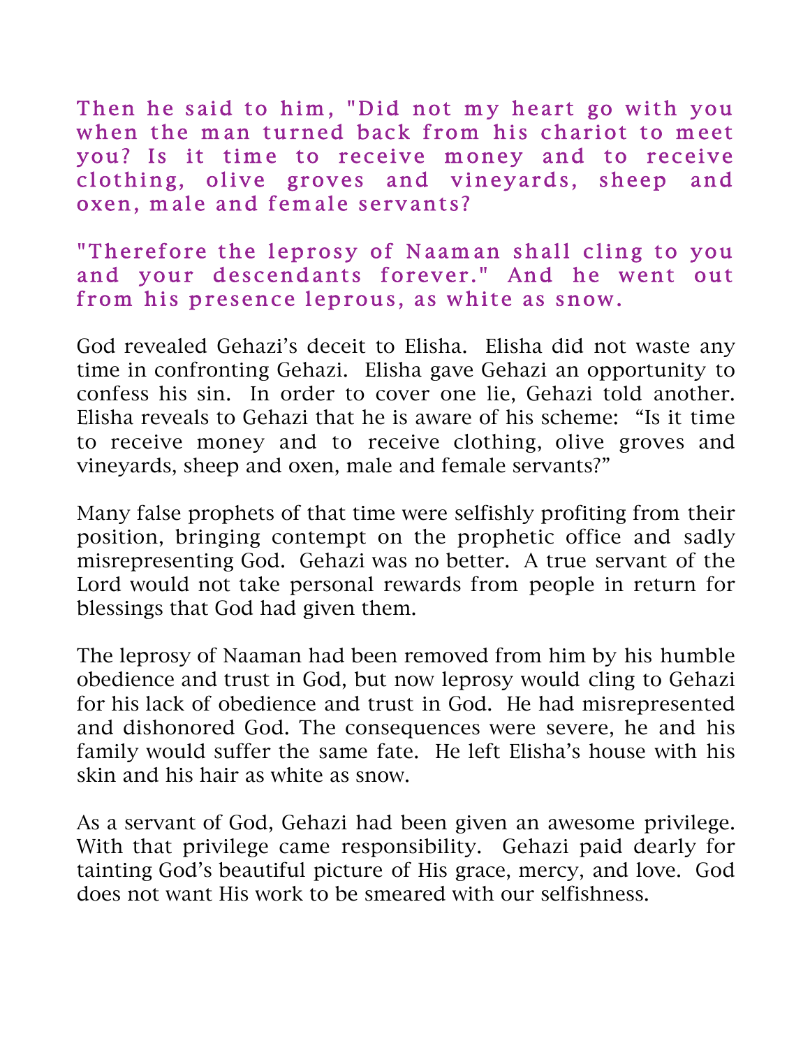**Then he said to him, "Did not my heart go with you when the man turned back from his chariot to meet you? Is it time to receive money and to receive clothing, olive groves and vineyards, sheep and oxen, male and female servants?**

**"Therefore the leprosy of Naaman shall cling to you and your descendants forever." And he went out from his presence leprous, as white as snow.**

God revealed Gehazi's deceit to Elisha. Elisha did not waste any time in confronting Gehazi. Elisha gave Gehazi an opportunity to confess his sin. In order to cover one lie, Gehazi told another. Elisha reveals to Gehazi that he is aware of his scheme: "Is it time to receive money and to receive clothing, olive groves and vineyards, sheep and oxen, male and female servants?"

Many false prophets of that time were selfishly profiting from their position, bringing contempt on the prophetic office and sadly misrepresenting God. Gehazi was no better. A true servant of the Lord would not take personal rewards from people in return for blessings that God had given them.

The leprosy of Naaman had been removed from him by his humble obedience and trust in God, but now leprosy would cling to Gehazi for his lack of obedience and trust in God. He had misrepresented and dishonored God. The consequences were severe, he and his family would suffer the same fate. He left Elisha's house with his skin and his hair as white as snow.

As a servant of God, Gehazi had been given an awesome privilege. With that privilege came responsibility. Gehazi paid dearly for tainting God's beautiful picture of His grace, mercy, and love. God does not want His work to be smeared with our selfishness.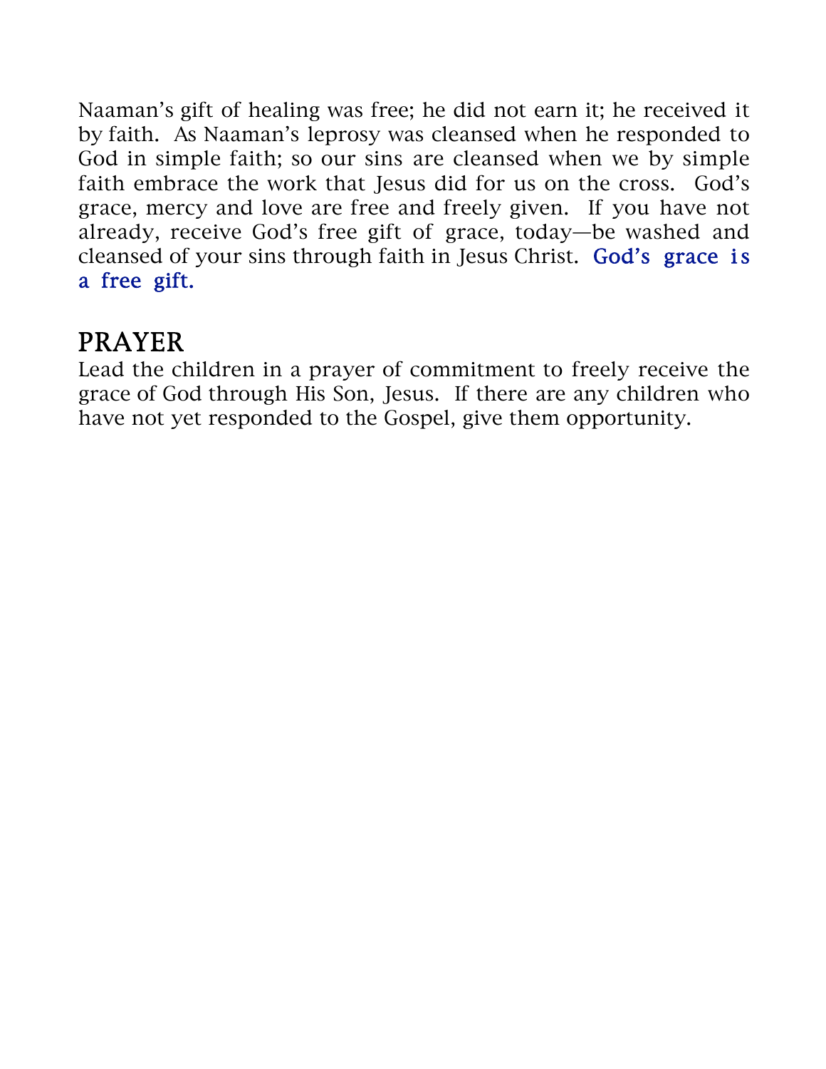Naaman's gift of healing was free; he did not earn it; he received it by faith. As Naaman's leprosy was cleansed when he responded to God in simple faith; so our sins are cleansed when we by simple faith embrace the work that Jesus did for us on the cross. God's grace, mercy and love are free and freely given. If you have not already, receive God's free gift of grace, today—be washed and cleansed of your sins through faith in Jesus Christ. **God's grace is a free gift.**

## PRAYER

Lead the children in a prayer of commitment to freely receive the grace of God through His Son, Jesus. If there are any children who have not yet responded to the Gospel, give them opportunity.